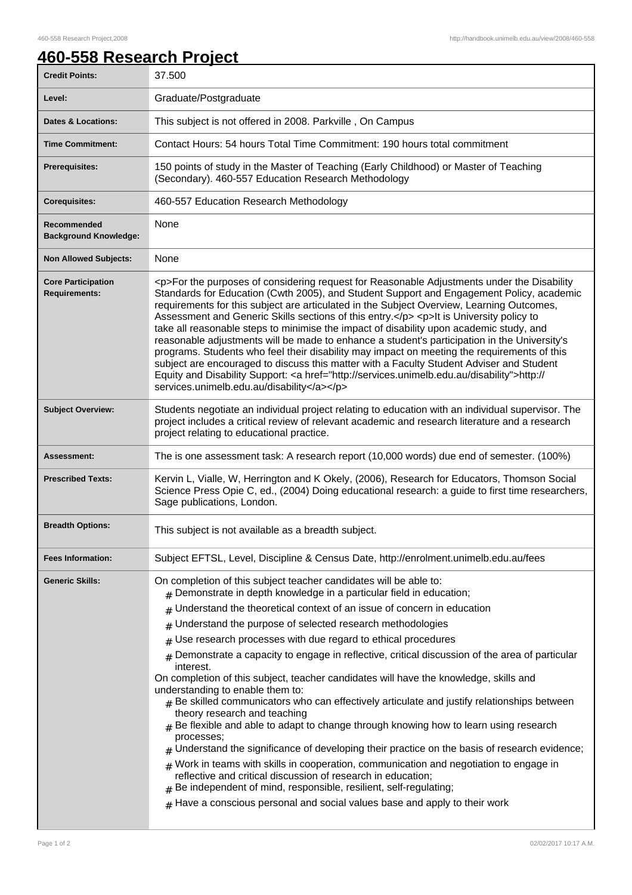# 460-558 Research Project

| | |
|---|---|
| **Credit Points:** | 37.500 |
| **Level:** | Graduate/Postgraduate |
| **Dates & Locations:** | This subject is not offered in 2008. Parkville , On Campus |
| **Time Commitment:** | Contact Hours: 54 hours Total Time Commitment: 190 hours total commitment |
| **Prerequisites:** | 150 points of study in the Master of Teaching (Early Childhood) or Master of Teaching (Secondary). 460-557 Education Research Methodology |
| **Corequisites:** | 460-557 Education Research Methodology |
| **Recommended Background Knowledge:** | None |
| **Non Allowed Subjects:** | None |
| **Core Participation Requirements:** | <p>For the purposes of considering request for Reasonable Adjustments under the Disability Standards for Education (Cwth 2005), and Student Support and Engagement Policy, academic requirements for this subject are articulated in the Subject Overview, Learning Outcomes, Assessment and Generic Skills sections of this entry.</p> <p>It is University policy to take all reasonable steps to minimise the impact of disability upon academic study, and reasonable adjustments will be made to enhance a student's participation in the University's programs. Students who feel their disability may impact on meeting the requirements of this subject are encouraged to discuss this matter with a Faculty Student Adviser and Student Equity and Disability Support: <a href="http://services.unimelb.edu.au/disability">http://services.unimelb.edu.au/disability</a></p> |
| **Subject Overview:** | Students negotiate an individual project relating to education with an individual supervisor. The project includes a critical review of relevant academic and research literature and a research project relating to educational practice. |
| **Assessment:** | The is one assessment task: A research report (10,000 words) due end of semester. (100%) |
| **Prescribed Texts:** | Kervin L, Vialle, W, Herrington and K Okely, (2006), Research for Educators, Thomson Social Science Press Opie C, ed., (2004) Doing educational research: a guide to first time researchers, Sage publications, London. |
| **Breadth Options:** | This subject is not available as a breadth subject. |
| **Fees Information:** | Subject EFTSL, Level, Discipline & Census Date, http://enrolment.unimelb.edu.au/fees |
| **Generic Skills:** | On completion of this subject teacher candidates will be able to: <br># Demonstrate in depth knowledge in a particular field in education; <br># Understand the theoretical context of an issue of concern in education <br># Understand the purpose of selected research methodologies <br># Use research processes with due regard to ethical procedures <br># Demonstrate a capacity to engage in reflective, critical discussion of the area of particular interest. <br>On completion of this subject, teacher candidates will have the knowledge, skills and understanding to enable them to: <br># Be skilled communicators who can effectively articulate and justify relationships between theory research and teaching <br># Be flexible and able to adapt to change through knowing how to learn using research processes; <br># Understand the significance of developing their practice on the basis of research evidence; <br># Work in teams with skills in cooperation, communication and negotiation to engage in reflective and critical discussion of research in education; <br># Be independent of mind, responsible, resilient, self-regulating; <br># Have a conscious personal and social values base and apply to their work |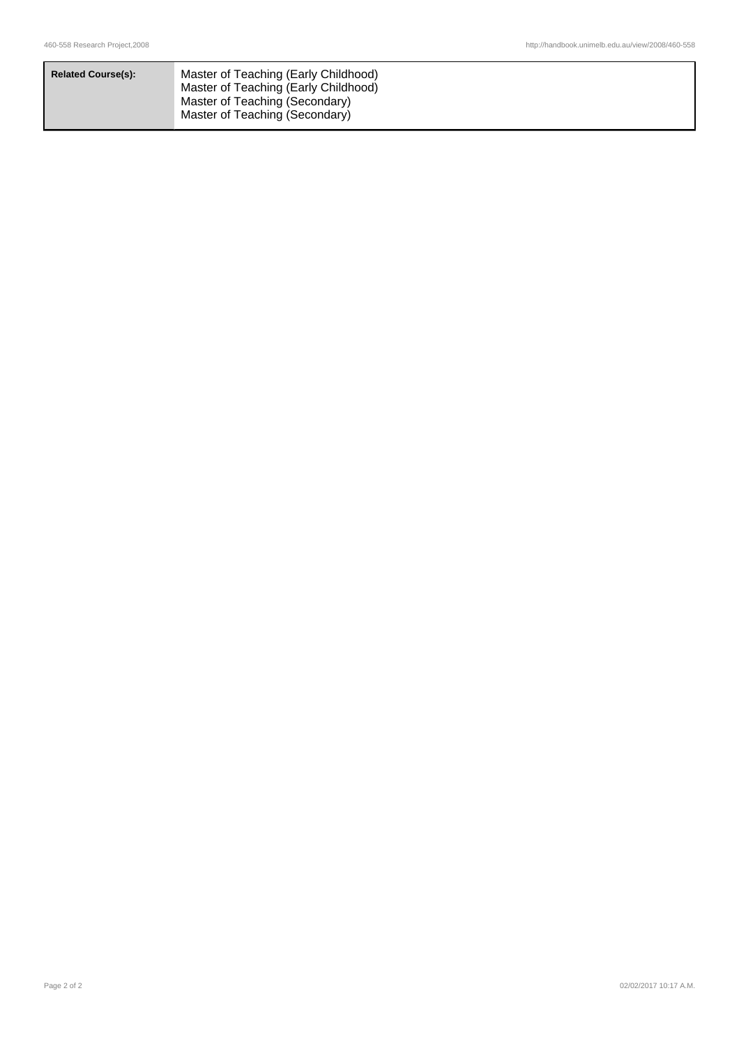| | |
|---|---|
| **Related Course(s):** | Master of Teaching (Early Childhood)<br>Master of Teaching (Early Childhood)<br>Master of Teaching (Secondary)<br>Master of Teaching (Secondary) |